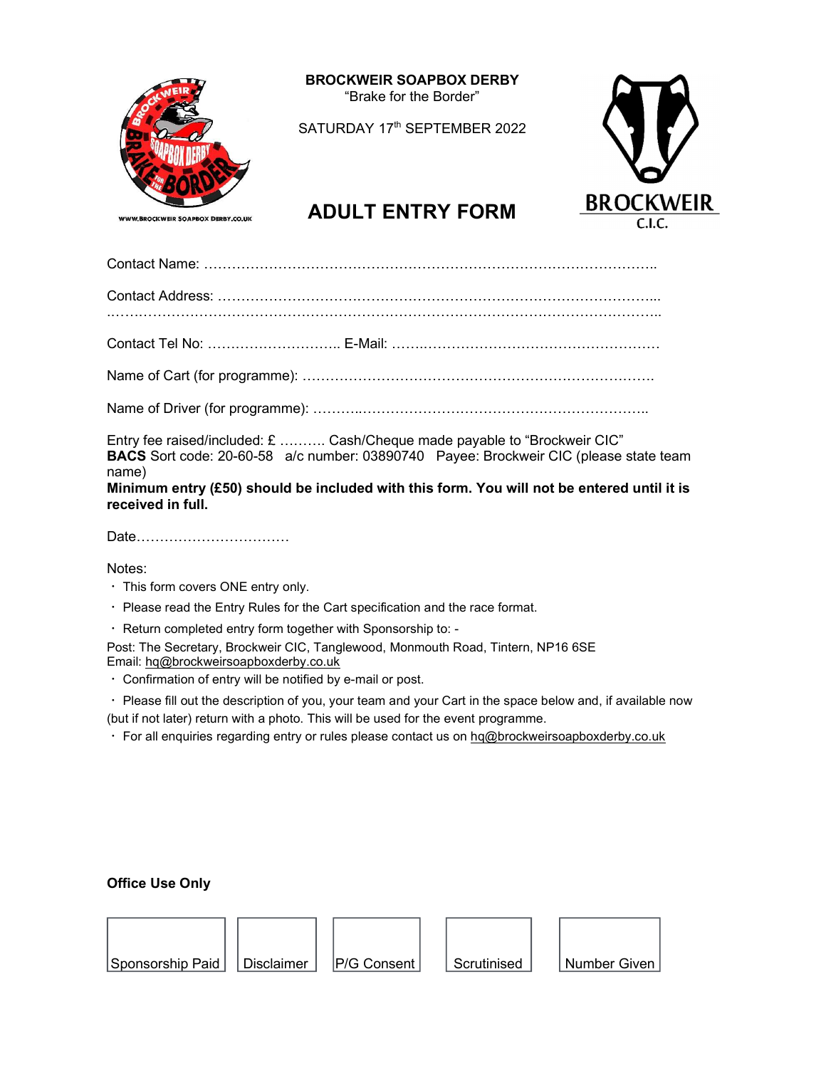**BROCKWEIR SOAPBOX DERBY**
"Brake for the Border"

SATURDAY 17th SEPTEMBER 2022

# ADULT ENTRY FORM

Contact Name: ………………………………………………………………………………………..

Contact Address: ………………………………………………………………………………………...
………………………………………………………………………………………………………………..

Contact Tel No: ……………………….. E-Mail: …….……………………………………………

Name of Cart (for programme): ……………………………………………………………………..

Name of Driver (for programme): ………..…………………………………………………………..

Entry fee raised/included: £ ………. Cash/Cheque made payable to "Brockweir CIC"
**BACS** Sort code: 20-60-58 a/c number: 03890740 Payee: Brockweir CIC (please state team name)
**Minimum entry (£50) should be included with this form. You will not be entered until it is received in full.**

Date……………………………

Notes:

- This form covers ONE entry only.
- Please read the Entry Rules for the Cart specification and the race format.
- Return completed entry form together with Sponsorship to: -

Post: The Secretary, Brockweir CIC, Tanglewood, Monmouth Road, Tintern, NP16 6SE
Email: hq@brockweirsoapboxderby.co.uk

- Confirmation of entry will be notified by e-mail or post.
- Please fill out the description of you, your team and your Cart in the space below and, if available now (but if not later) return with a photo. This will be used for the event programme.
- For all enquiries regarding entry or rules please contact us on hq@brockweirsoapboxderby.co.uk

**Office Use Only**

| Sponsorship Paid | Disclaimer | P/G Consent | Scrutinised | Number Given |
|---|---|---|---|---|
| | | | | |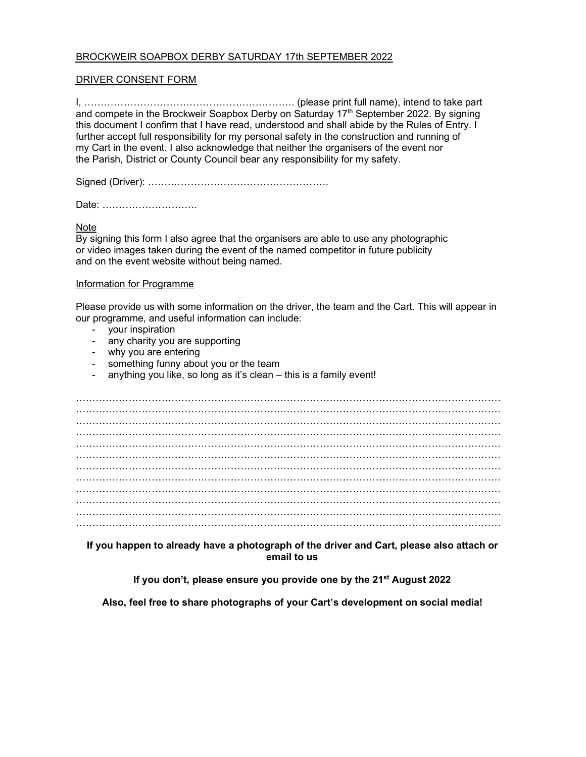BROCKWEIR SOAPBOX DERBY SATURDAY 17th SEPTEMBER 2022

DRIVER CONSENT FORM

I, ………………………………………………………. (please print full name), intend to take part and compete in the Brockweir Soapbox Derby on Saturday 17th September 2022. By signing this document I confirm that I have read, understood and shall abide by the Rules of Entry. I further accept full responsibility for my personal safety in the construction and running of my Cart in the event. I also acknowledge that neither the organisers of the event nor the Parish, District or County Council bear any responsibility for my safety.

Signed (Driver): ……………………………………………….

Date: ………………………..

Note
By signing this form I also agree that the organisers are able to use any photographic or video images taken during the event of the named competitor in future publicity and on the event website without being named.

Information for Programme

Please provide us with some information on the driver, the team and the Cart. This will appear in our programme, and useful information can include:

- your inspiration
- any charity you are supporting
- why you are entering
- something funny about you or the team
- anything you like, so long as it's clean – this is a family event!

……………………………………………………………………………………………………………
……………………………………………………………………………………………………………
……………………………………………………………………………………………………………
……………………………………………………………………………………………………………
……………………………………………………………………………………………………………
……………………………………………………………………………………………………………
……………………………………………………………………………………………………………
……………………………………………………………………………………………………………
……………………………………………………………………………………………………………
……………………………………………………………………………………………………………
……………………………………………………………………………………………………………
……………………………………………………………………………………………………………

**If you happen to already have a photograph of the driver and Cart, please also attach or email to us**

**If you don't, please ensure you provide one by the 21st August 2022**

**Also, feel free to share photographs of your Cart's development on social media!**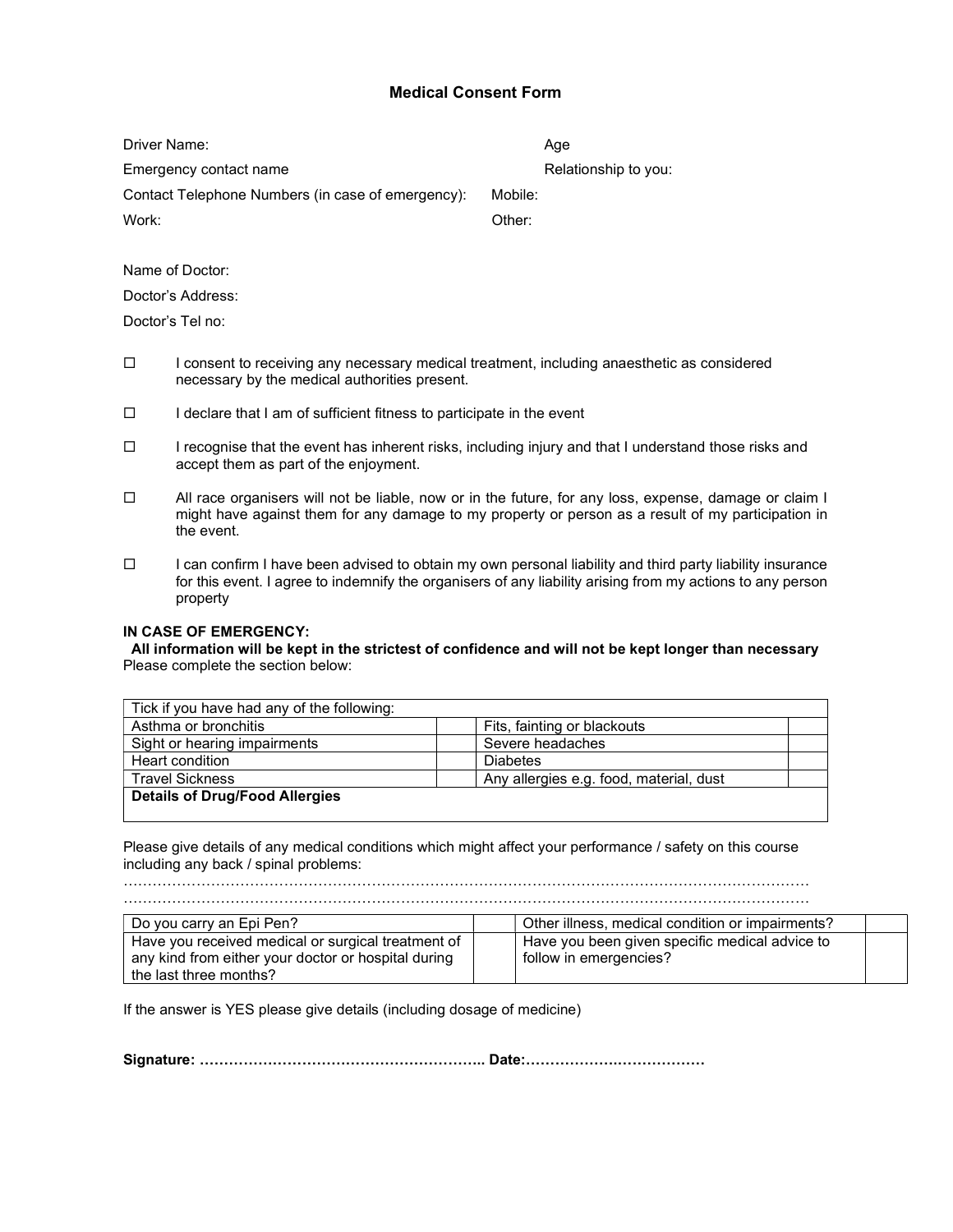# Medical Consent Form

Driver Name: Age

Emergency contact name Relationship to you:

Contact Telephone Numbers (in case of emergency): Mobile:

Work: Other:

Name of Doctor:

Doctor's Address:

Doctor's Tel no:

- ☐ I consent to receiving any necessary medical treatment, including anaesthetic as considered necessary by the medical authorities present.
- ☐ I declare that I am of sufficient fitness to participate in the event
- ☐ I recognise that the event has inherent risks, including injury and that I understand those risks and accept them as part of the enjoyment.
- ☐ All race organisers will not be liable, now or in the future, for any loss, expense, damage or claim I might have against them for any damage to my property or person as a result of my participation in the event.
- ☐ I can confirm I have been advised to obtain my own personal liability and third party liability insurance for this event. I agree to indemnify the organisers of any liability arising from my actions to any person property

**IN CASE OF EMERGENCY:**

**All information will be kept in the strictest of confidence and will not be kept longer than necessary**

Please complete the section below:

| Tick if you have had any of the following: | | | |
|---|---|---|---|
| Asthma or bronchitis | | Fits, fainting or blackouts | |
| Sight or hearing impairments | | Severe headaches | |
| Heart condition | | Diabetes | |
| Travel Sickness | | Any allergies e.g. food, material, dust | |
| **Details of Drug/Food Allergies** | | | |

Please give details of any medical conditions which might affect your performance / safety on this course including any back / spinal problems:

…………………………………………………………………………………………………………………………
…………………………………………………………………………………………………………………………

| | | | |
|---|---|---|---|
| Do you carry an Epi Pen? | | Other illness, medical condition or impairments? | |
| Have you received medical or surgical treatment of any kind from either your doctor or hospital during the last three months? | | Have you been given specific medical advice to follow in emergencies? | |

If the answer is YES please give details (including dosage of medicine)

**Signature: ………………………………………………….. Date:………………………………**